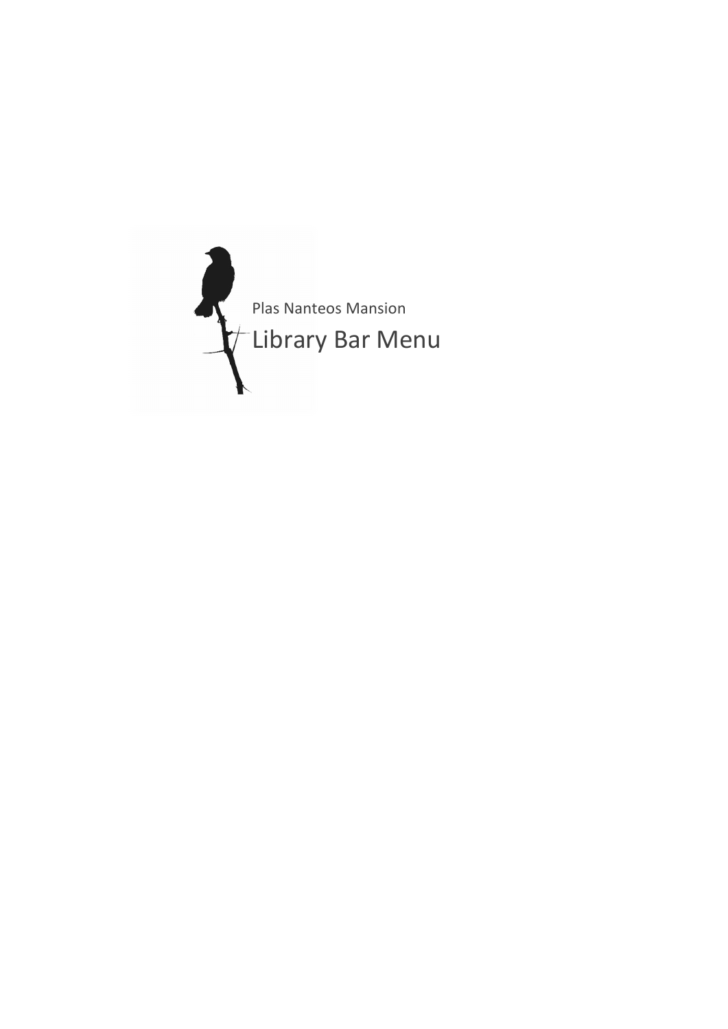Plas Nanteos Mansion

# Library Bar Menu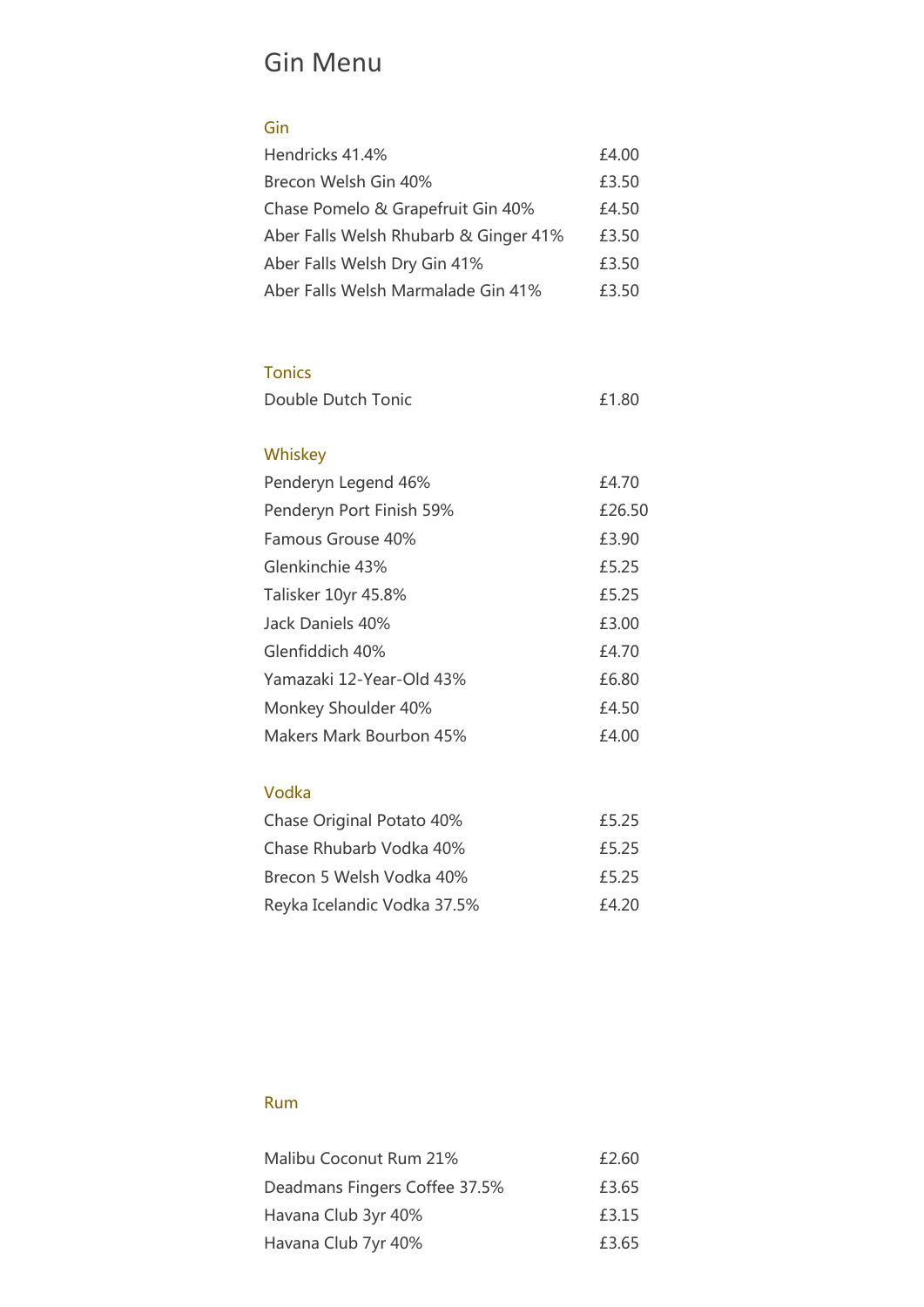# Gin Menu

## Gin

| | |
|---|---|
| Hendricks 41.4% | £4.00 |
| Brecon Welsh Gin 40% | £3.50 |
| Chase Pomelo & Grapefruit Gin 40% | £4.50 |
| Aber Falls Welsh Rhubarb & Ginger 41% | £3.50 |
| Aber Falls Welsh Dry Gin 41% | £3.50 |
| Aber Falls Welsh Marmalade Gin 41% | £3.50 |

## Tonics

| | |
|---|---|
| Double Dutch Tonic | £1.80 |

## Whiskey

| | |
|---|---|
| Penderyn Legend 46% | £4.70 |
| Penderyn Port Finish 59% | £26.50 |
| Famous Grouse 40% | £3.90 |
| Glenkinchie 43% | £5.25 |
| Talisker 10yr 45.8% | £5.25 |
| Jack Daniels 40% | £3.00 |
| Glenfiddich 40% | £4.70 |
| Yamazaki 12-Year-Old 43% | £6.80 |
| Monkey Shoulder 40% | £4.50 |
| Makers Mark Bourbon 45% | £4.00 |

## Vodka

| | |
|---|---|
| Chase Original Potato 40% | £5.25 |
| Chase Rhubarb Vodka 40% | £5.25 |
| Brecon 5 Welsh Vodka 40% | £5.25 |
| Reyka Icelandic Vodka 37.5% | £4.20 |

## Rum

| | |
|---|---|
| Malibu Coconut Rum 21% | £2.60 |
| Deadmans Fingers Coffee 37.5% | £3.65 |
| Havana Club 3yr 40% | £3.15 |
| Havana Club 7yr 40% | £3.65 |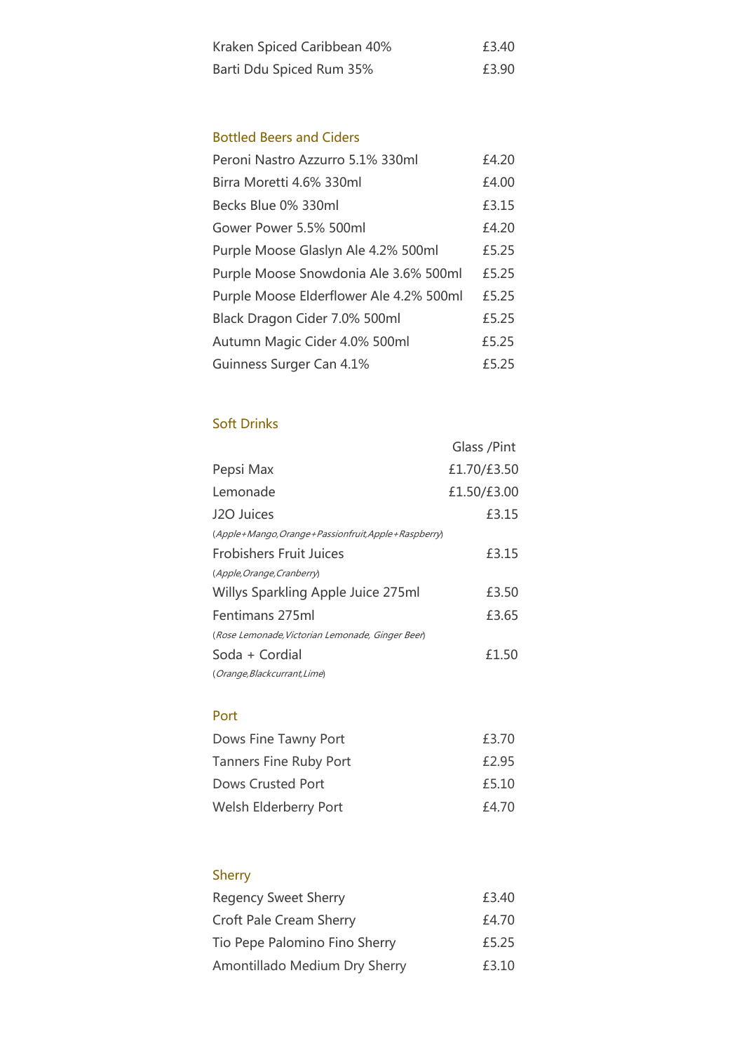| | |
|---|---|
| Kraken Spiced Caribbean 40% | £3.40 |
| Barti Ddu Spiced Rum 35% | £3.90 |

## Bottled Beers and Ciders

| | |
|---|---|
| Peroni Nastro Azzurro 5.1% 330ml | £4.20 |
| Birra Moretti 4.6% 330ml | £4.00 |
| Becks Blue 0% 330ml | £3.15 |
| Gower Power 5.5% 500ml | £4.20 |
| Purple Moose Glaslyn Ale 4.2% 500ml | £5.25 |
| Purple Moose Snowdonia Ale 3.6% 500ml | £5.25 |
| Purple Moose Elderflower Ale 4.2% 500ml | £5.25 |
| Black Dragon Cider 7.0% 500ml | £5.25 |
| Autumn Magic Cider 4.0% 500ml | £5.25 |
| Guinness Surger Can 4.1% | £5.25 |

## Soft Drinks

| | Glass /Pint |
|---|---|
| Pepsi Max | £1.70/£3.50 |
| Lemonade | £1.50/£3.00 |
| J2O Juices<br>*(Apple+Mango,Orange+Passionfruit,Apple+Raspberry)* | £3.15 |
| Frobishers Fruit Juices<br>*(Apple,Orange,Cranberry)* | £3.15 |
| Willys Sparkling Apple Juice 275ml | £3.50 |
| Fentimans 275ml<br>*(Rose Lemonade,Victorian Lemonade, Ginger Beer)* | £3.65 |
| Soda + Cordial<br>*(Orange,Blackcurrant,Lime)* | £1.50 |

## Port

| | |
|---|---|
| Dows Fine Tawny Port | £3.70 |
| Tanners Fine Ruby Port | £2.95 |
| Dows Crusted Port | £5.10 |
| Welsh Elderberry Port | £4.70 |

## Sherry

| | |
|---|---|
| Regency Sweet Sherry | £3.40 |
| Croft Pale Cream Sherry | £4.70 |
| Tio Pepe Palomino Fino Sherry | £5.25 |
| Amontillado Medium Dry Sherry | £3.10 |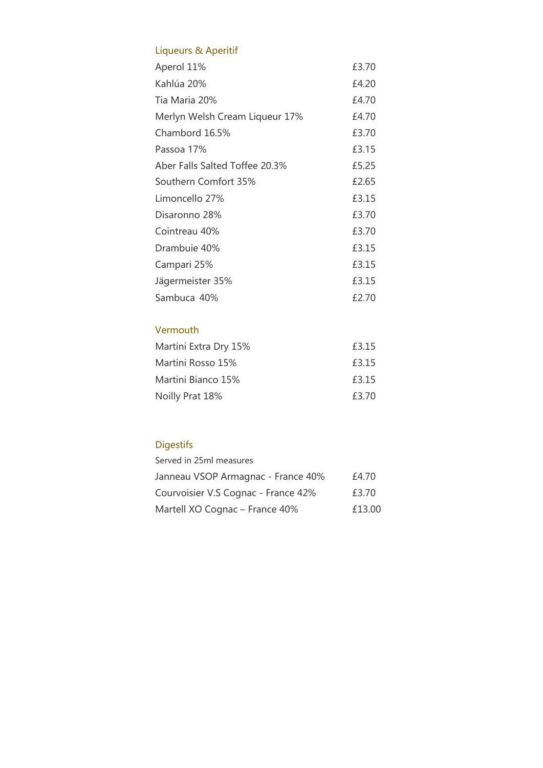## Liqueurs & Aperitif

| | |
|---|---|
| Aperol 11% | £3.70 |
| Kahlúa 20% | £4.20 |
| Tia Maria 20% | £4.70 |
| Merlyn Welsh Cream Liqueur 17% | £4.70 |
| Chambord 16.5% | £3.70 |
| Passoa 17% | £3.15 |
| Aber Falls Salted Toffee 20.3% | £5.25 |
| Southern Comfort 35% | £2.65 |
| Limoncello 27% | £3.15 |
| Disaronno 28% | £3.70 |
| Cointreau 40% | £3.70 |
| Drambuie 40% | £3.15 |
| Campari 25% | £3.15 |
| Jägermeister 35% | £3.15 |
| Sambuca 40% | £2.70 |

## Vermouth

| | |
|---|---|
| Martini Extra Dry 15% | £3.15 |
| Martini Rosso 15% | £3.15 |
| Martini Bianco 15% | £3.15 |
| Noilly Prat 18% | £3.70 |

## Digestifs

Served in 25ml measures

| | |
|---|---|
| Janneau VSOP Armagnac - France 40% | £4.70 |
| Courvoisier V.S Cognac - France 42% | £3.70 |
| Martell XO Cognac – France 40% | £13.00 |